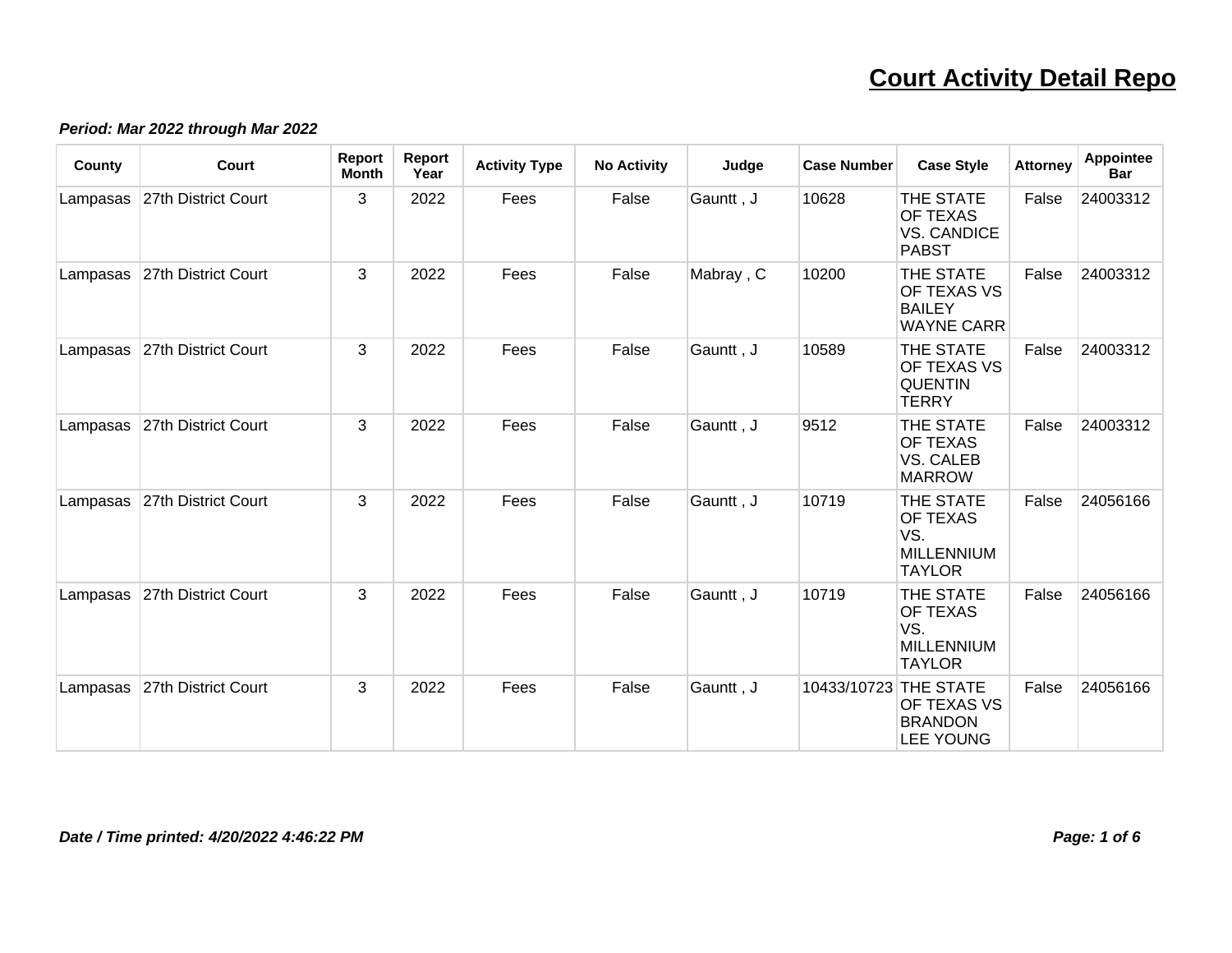# Court Activity Detail Repo

***Period: Mar 2022 through Mar 2022***

| County | Court | Report Month | Report Year | Activity Type | No Activity | Judge | Case Number | Case Style | Attorney | Appointee Bar |
|---|---|---|---|---|---|---|---|---|---|---|
| Lampasas | 27th District Court | 3 | 2022 | Fees | False | Gauntt , J | 10628 | THE STATE OF TEXAS VS. CANDICE PABST | False | 24003312 |
| Lampasas | 27th District Court | 3 | 2022 | Fees | False | Mabray , C | 10200 | THE STATE OF TEXAS VS BAILEY WAYNE CARR | False | 24003312 |
| Lampasas | 27th District Court | 3 | 2022 | Fees | False | Gauntt , J | 10589 | THE STATE OF TEXAS VS QUENTIN TERRY | False | 24003312 |
| Lampasas | 27th District Court | 3 | 2022 | Fees | False | Gauntt , J | 9512 | THE STATE OF TEXAS VS. CALEB MARROW | False | 24003312 |
| Lampasas | 27th District Court | 3 | 2022 | Fees | False | Gauntt , J | 10719 | THE STATE OF TEXAS VS. MILLENNIUM TAYLOR | False | 24056166 |
| Lampasas | 27th District Court | 3 | 2022 | Fees | False | Gauntt , J | 10719 | THE STATE OF TEXAS VS. MILLENNIUM TAYLOR | False | 24056166 |
| Lampasas | 27th District Court | 3 | 2022 | Fees | False | Gauntt , J | 10433/10723 | THE STATE OF TEXAS VS BRANDON LEE YOUNG | False | 24056166 |

***Date / Time printed: 4/20/2022 4:46:22 PM***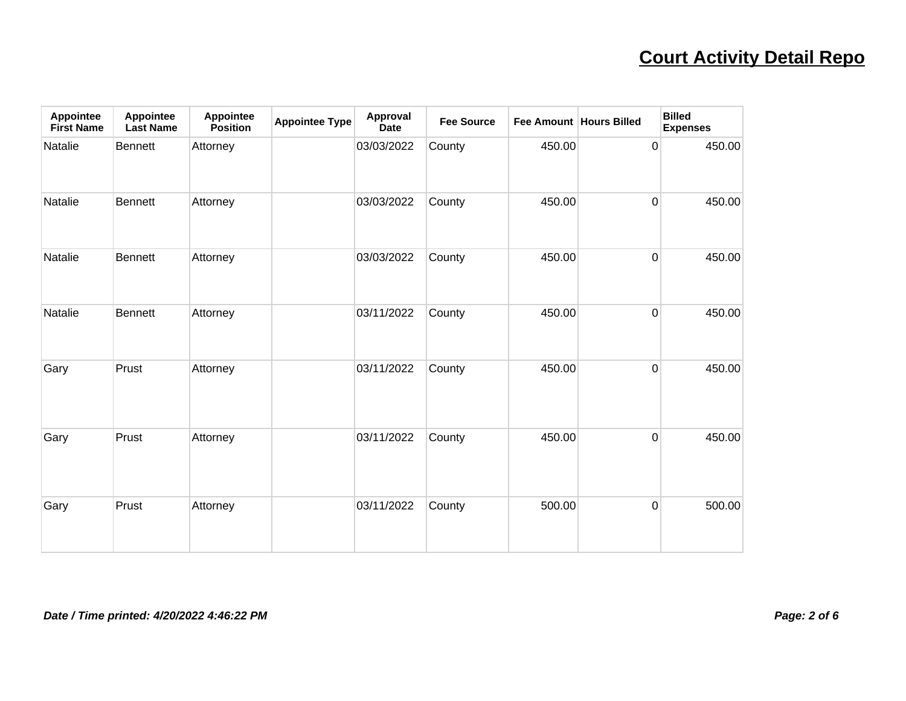# Court Activity Detail Repo

| Appointee First Name | Appointee Last Name | Appointee Position | Appointee Type | Approval Date | Fee Source | Fee Amount | Hours Billed | Billed Expenses |
|---|---|---|---|---|---|---|---|---|
| Natalie | Bennett | Attorney | | 03/03/2022 | County | 450.00 | 0 | 450.00 |
| Natalie | Bennett | Attorney | | 03/03/2022 | County | 450.00 | 0 | 450.00 |
| Natalie | Bennett | Attorney | | 03/03/2022 | County | 450.00 | 0 | 450.00 |
| Natalie | Bennett | Attorney | | 03/11/2022 | County | 450.00 | 0 | 450.00 |
| Gary | Prust | Attorney | | 03/11/2022 | County | 450.00 | 0 | 450.00 |
| Gary | Prust | Attorney | | 03/11/2022 | County | 450.00 | 0 | 450.00 |
| Gary | Prust | Attorney | | 03/11/2022 | County | 500.00 | 0 | 500.00 |

*Date / Time printed: 4/20/2022 4:46:22 PM*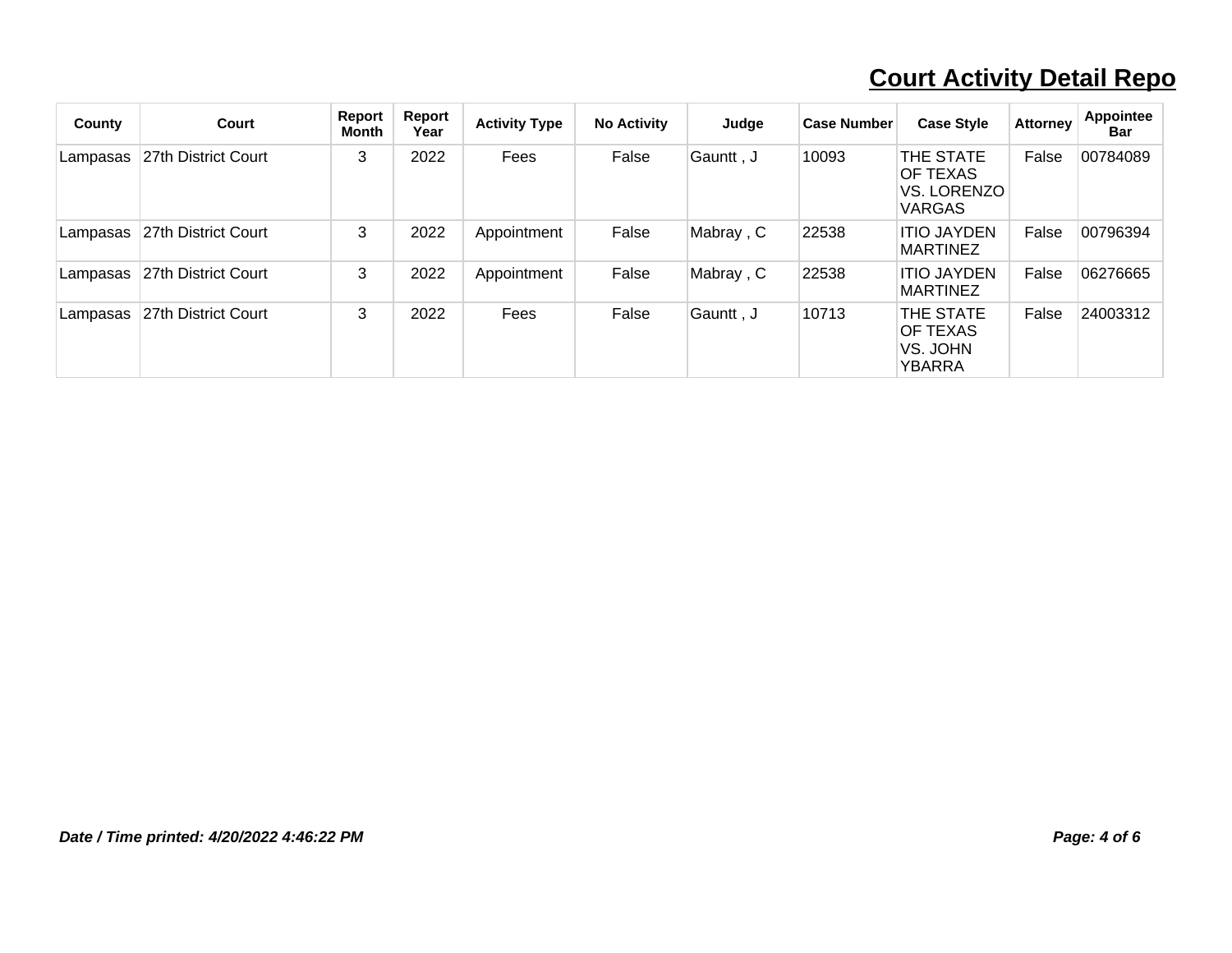# Court Activity Detail Repo

| County | Court | Report Month | Report Year | Activity Type | No Activity | Judge | Case Number | Case Style | Attorney | Appointee Bar |
|---|---|---|---|---|---|---|---|---|---|---|
| Lampasas | 27th District Court | 3 | 2022 | Fees | False | Gauntt , J | 10093 | THE STATE OF TEXAS VS. LORENZO VARGAS | False | 00784089 |
| Lampasas | 27th District Court | 3 | 2022 | Appointment | False | Mabray , C | 22538 | ITIO JAYDEN MARTINEZ | False | 00796394 |
| Lampasas | 27th District Court | 3 | 2022 | Appointment | False | Mabray , C | 22538 | ITIO JAYDEN MARTINEZ | False | 06276665 |
| Lampasas | 27th District Court | 3 | 2022 | Fees | False | Gauntt , J | 10713 | THE STATE OF TEXAS VS. JOHN YBARRA | False | 24003312 |

***Date / Time printed: 4/20/2022 4:46:22 PM***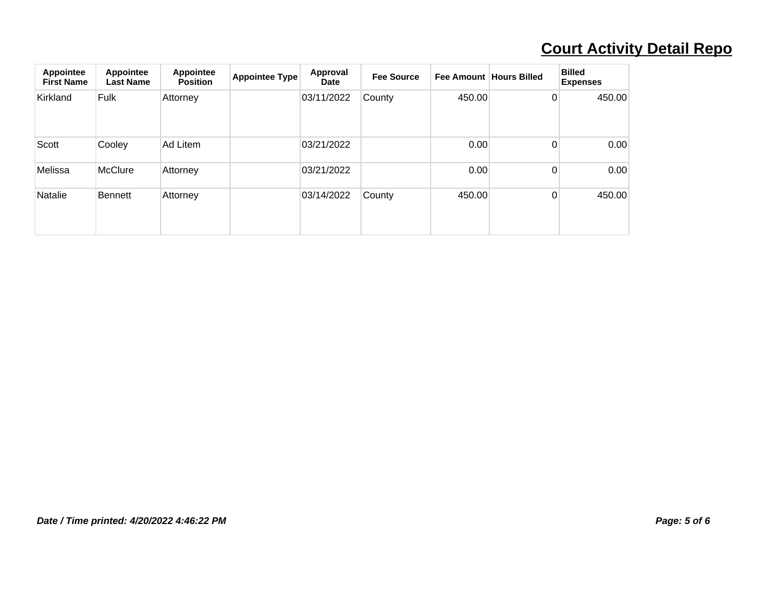# Court Activity Detail Repo

| Appointee First Name | Appointee Last Name | Appointee Position | Appointee Type | Approval Date | Fee Source | Fee Amount | Hours Billed | Billed Expenses |
|---|---|---|---|---|---|---|---|---|
| Kirkland | Fulk | Attorney | | 03/11/2022 | County | 450.00 | 0 | 450.00 |
| Scott | Cooley | Ad Litem | | 03/21/2022 | | 0.00 | 0 | 0.00 |
| Melissa | McClure | Attorney | | 03/21/2022 | | 0.00 | 0 | 0.00 |
| Natalie | Bennett | Attorney | | 03/14/2022 | County | 450.00 | 0 | 450.00 |

*Date / Time printed: 4/20/2022 4:46:22 PM*